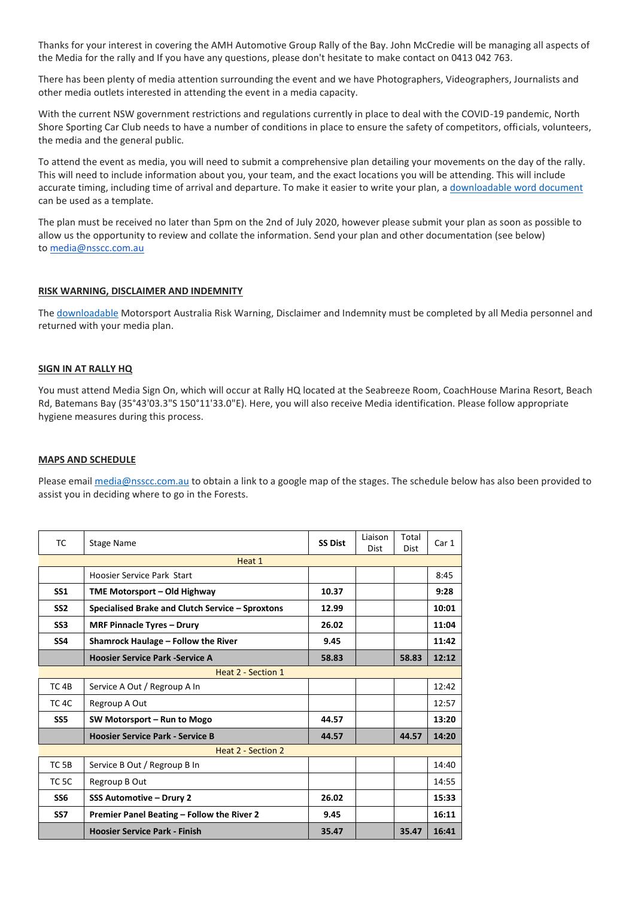Thanks for your interest in covering the AMH Automotive Group Rally of the Bay. John McCredie will be managing all aspects of the Media for the rally and If you have any questions, please don't hesitate to make contact on 0413 042 763.

There has been plenty of media attention surrounding the event and we have Photographers, Videographers, Journalists and other media outlets interested in attending the event in a media capacity.

With the current NSW government restrictions and regulations currently in place to deal with the COVID-19 pandemic, North Shore Sporting Car Club needs to have a number of conditions in place to ensure the safety of competitors, officials, volunteers, the media and the general public.

To attend the event as media, you will need to submit a comprehensive plan detailing your movements on the day of the rally. This will need to include information about you, your team, and the exact locations you will be attending. This will include accurate timing, including time of arrival and departure. To make it easier to write your plan, a downloadable word document can be used as a template.

The plan must be received no later than 5pm on the 2nd of July 2020, however please submit your plan as soon as possible to allow us the opportunity to review and collate the information. Send your plan and other documentation (see below) to media@nsscc.com.au

## RISK WARNING, DISCLAIMER AND INDEMNITY

The downloadable Motorsport Australia Risk Warning, Disclaimer and Indemnity must be completed by all Media personnel and returned with your media plan.

## SIGN IN AT RALLY HQ

You must attend Media Sign On, which will occur at Rally HQ located at the Seabreeze Room, CoachHouse Marina Resort, Beach Rd, Batemans Bay (35°43'03.3"S 150°11'33.0"E). Here, you will also receive Media identification. Please follow appropriate hygiene measures during this process.

## MAPS AND SCHEDULE

Please email media@nsscc.com.au to obtain a link to a google map of the stages. The schedule below has also been provided to assist you in deciding where to go in the Forests.

| TC | Stage Name | SS Dist | Liaison Dist | Total Dist | Car 1 |
|---|---|---|---|---|---|
| Heat 1 | | | | | |
| | Hoosier Service Park Start | | | | 8:45 |
| **SS1** | **TME Motorsport – Old Highway** | **10.37** | | | **9:28** |
| **SS2** | **Specialised Brake and Clutch Service – Sproxtons** | **12.99** | | | **10:01** |
| **SS3** | **MRF Pinnacle Tyres – Drury** | **26.02** | | | **11:04** |
| **SS4** | **Shamrock Haulage – Follow the River** | **9.45** | | | **11:42** |
| | **Hoosier Service Park -Service A** | **58.83** | | **58.83** | **12:12** |
| Heat 2 - Section 1 | | | | | |
| TC 4B | Service A Out / Regroup A In | | | | 12:42 |
| TC 4C | Regroup A Out | | | | 12:57 |
| **SS5** | **SW Motorsport – Run to Mogo** | **44.57** | | | **13:20** |
| | **Hoosier Service Park - Service B** | **44.57** | | **44.57** | **14:20** |
| Heat 2 - Section 2 | | | | | |
| TC 5B | Service B Out / Regroup B In | | | | 14:40 |
| TC 5C | Regroup B Out | | | | 14:55 |
| **SS6** | **SSS Automotive – Drury 2** | **26.02** | | | **15:33** |
| **SS7** | **Premier Panel Beating – Follow the River 2** | **9.45** | | | **16:11** |
| | **Hoosier Service Park - Finish** | **35.47** | | **35.47** | **16:41** |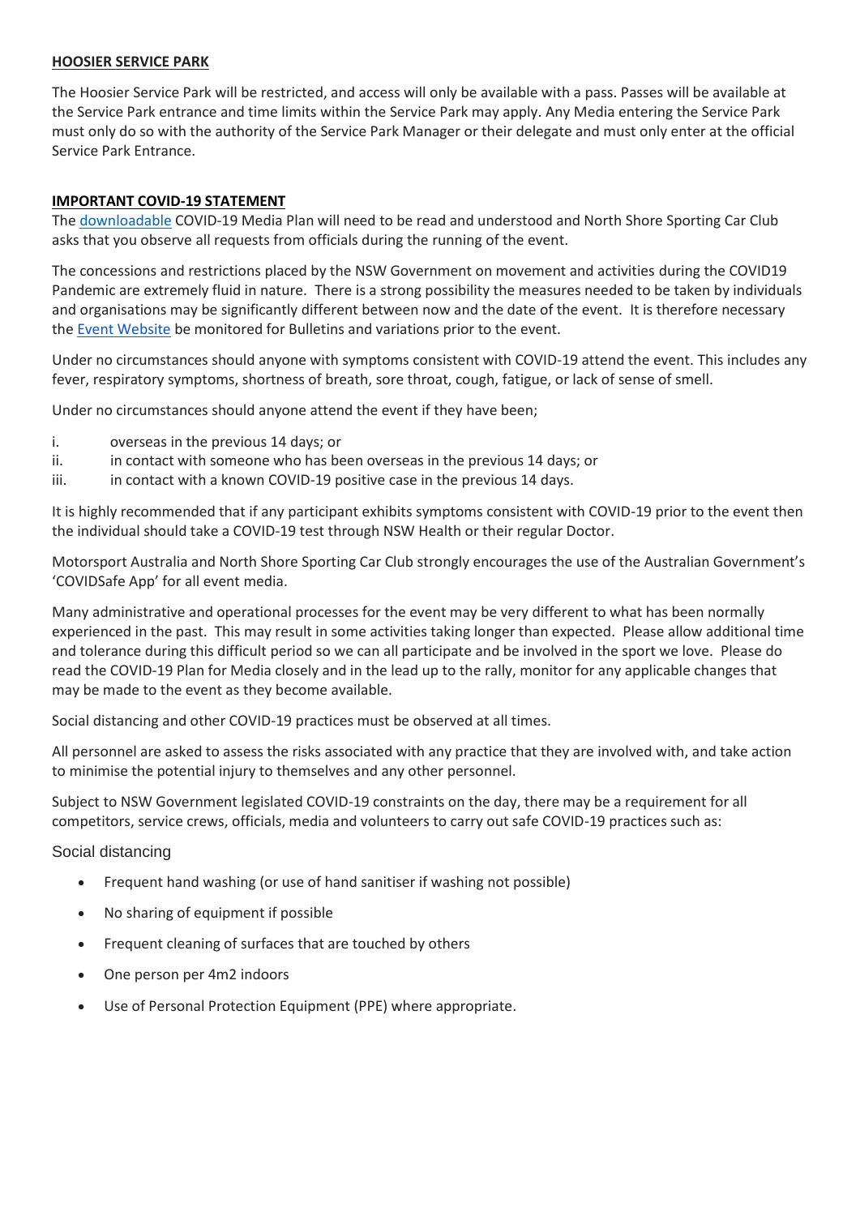## HOOSIER SERVICE PARK

The Hoosier Service Park will be restricted, and access will only be available with a pass. Passes will be available at the Service Park entrance and time limits within the Service Park may apply. Any Media entering the Service Park must only do so with the authority of the Service Park Manager or their delegate and must only enter at the official Service Park Entrance.

## IMPORTANT COVID-19 STATEMENT

The downloadable COVID-19 Media Plan will need to be read and understood and North Shore Sporting Car Club asks that you observe all requests from officials during the running of the event.

The concessions and restrictions placed by the NSW Government on movement and activities during the COVID19 Pandemic are extremely fluid in nature. There is a strong possibility the measures needed to be taken by individuals and organisations may be significantly different between now and the date of the event. It is therefore necessary the Event Website be monitored for Bulletins and variations prior to the event.

Under no circumstances should anyone with symptoms consistent with COVID-19 attend the event. This includes any fever, respiratory symptoms, shortness of breath, sore throat, cough, fatigue, or lack of sense of smell.

Under no circumstances should anyone attend the event if they have been;

i. overseas in the previous 14 days; or
ii. in contact with someone who has been overseas in the previous 14 days; or
iii. in contact with a known COVID-19 positive case in the previous 14 days.

It is highly recommended that if any participant exhibits symptoms consistent with COVID-19 prior to the event then the individual should take a COVID-19 test through NSW Health or their regular Doctor.

Motorsport Australia and North Shore Sporting Car Club strongly encourages the use of the Australian Government's 'COVIDSafe App' for all event media.

Many administrative and operational processes for the event may be very different to what has been normally experienced in the past. This may result in some activities taking longer than expected. Please allow additional time and tolerance during this difficult period so we can all participate and be involved in the sport we love. Please do read the COVID-19 Plan for Media closely and in the lead up to the rally, monitor for any applicable changes that may be made to the event as they become available.

Social distancing and other COVID-19 practices must be observed at all times.

All personnel are asked to assess the risks associated with any practice that they are involved with, and take action to minimise the potential injury to themselves and any other personnel.

Subject to NSW Government legislated COVID-19 constraints on the day, there may be a requirement for all competitors, service crews, officials, media and volunteers to carry out safe COVID-19 practices such as:

Social distancing

- Frequent hand washing (or use of hand sanitiser if washing not possible)
- No sharing of equipment if possible
- Frequent cleaning of surfaces that are touched by others
- One person per 4m2 indoors
- Use of Personal Protection Equipment (PPE) where appropriate.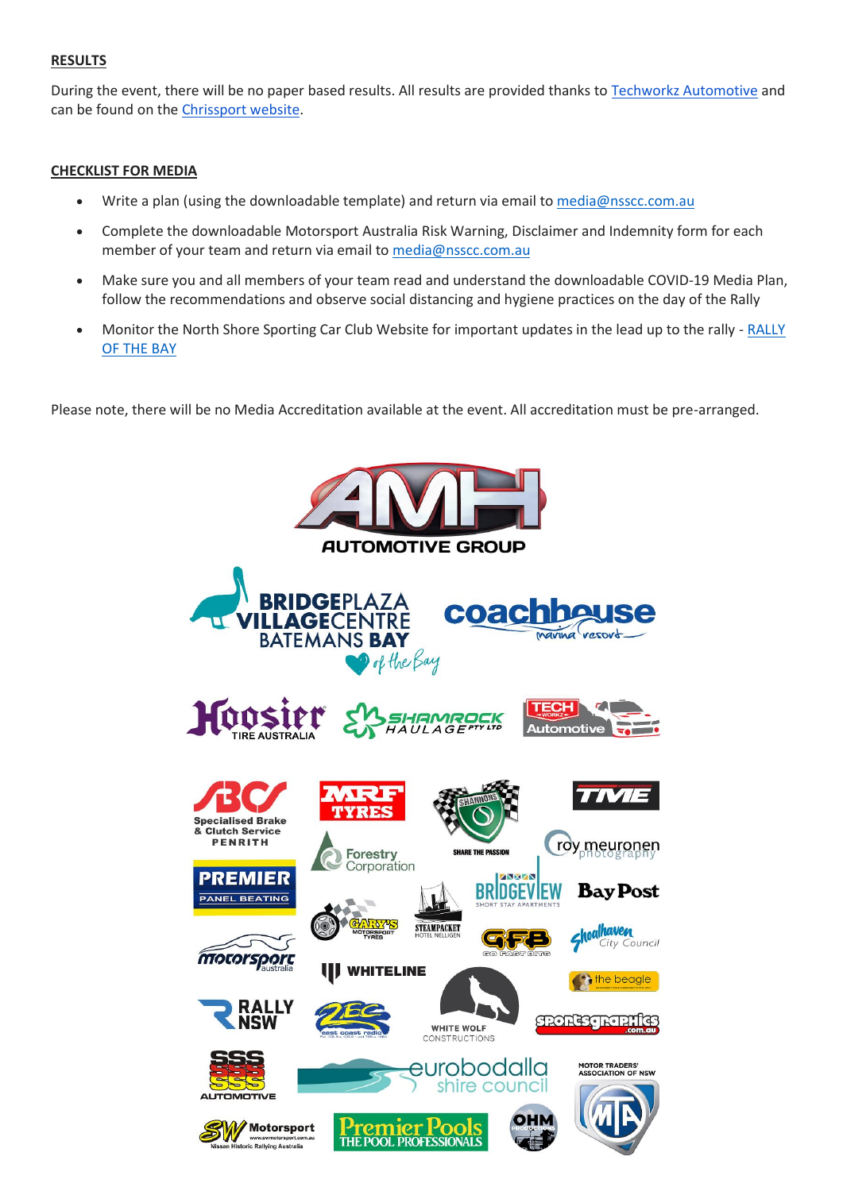## RESULTS

During the event, there will be no paper based results. All results are provided thanks to [Techworkz Automotive] and can be found on the [Chrissport website].

## CHECKLIST FOR MEDIA

- Write a plan (using the downloadable template) and return via email to media@nsscc.com.au
- Complete the downloadable Motorsport Australia Risk Warning, Disclaimer and Indemnity form for each member of your team and return via email to media@nsscc.com.au
- Make sure you and all members of your team read and understand the downloadable COVID-19 Media Plan, follow the recommendations and observe social distancing and hygiene practices on the day of the Rally
- Monitor the North Shore Sporting Car Club Website for important updates in the lead up to the rally - [RALLY OF THE BAY]

Please note, there will be no Media Accreditation available at the event. All accreditation must be pre-arranged.